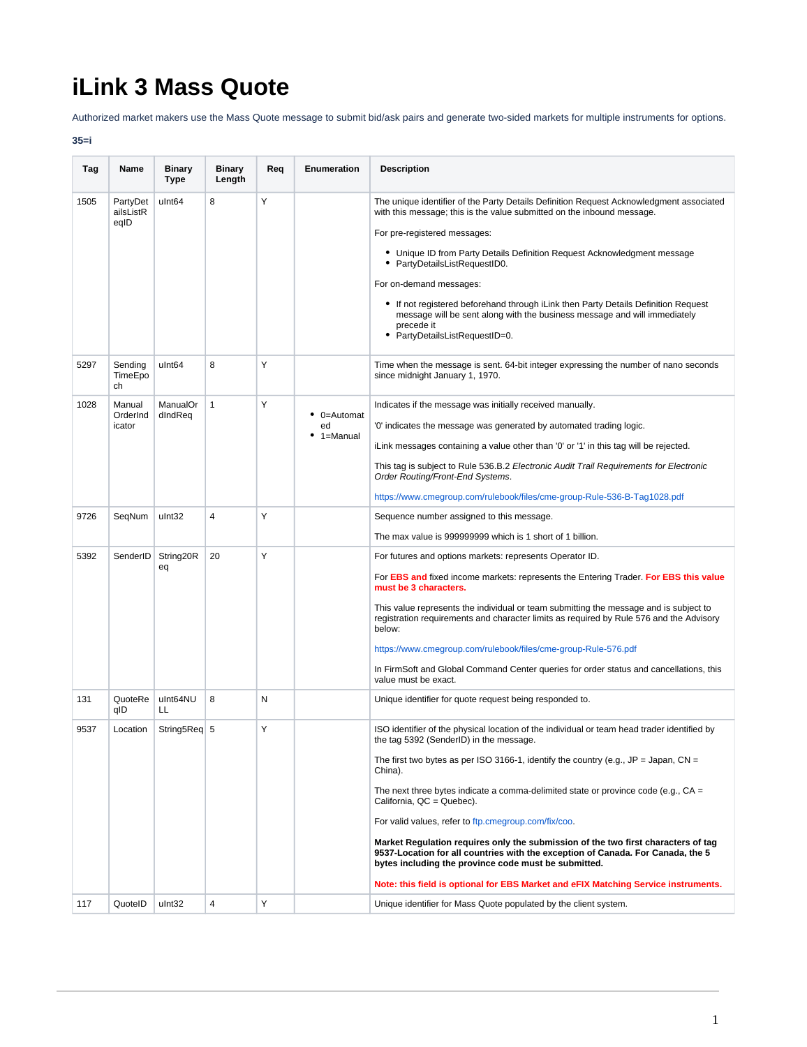# iLink 3 Mass Quote

Authorized market makers use the Mass Quote message to submit bid/ask pairs and generate two-sided markets for multiple instruments for options.

**35=i**

| Tag | Name | Binary Type | Binary Length | Req | Enumeration | Description |
|---|---|---|---|---|---|---|
| 1505 | PartyDetailsListReqID | uInt64 | 8 | Y | | The unique identifier of the Party Details Definition Request Acknowledgment associated with this message; this is the value submitted on the inbound message.<br><br>For pre-registered messages:<br><br>• Unique ID from Party Details Definition Request Acknowledgment message<br>• PartyDetailsListRequestID0.<br><br>For on-demand messages:<br><br>• If not registered beforehand through iLink then Party Details Definition Request message will be sent along with the business message and will immediately precede it<br>• PartyDetailsListRequestID=0. |
| 5297 | SendingTimeEpoch | uInt64 | 8 | Y | | Time when the message is sent. 64-bit integer expressing the number of nano seconds since midnight January 1, 1970. |
| 1028 | ManualOrderIndicator | ManualOrdIndReq | 1 | Y | • 0=Automated<br>• 1=Manual | Indicates if the message was initially received manually.<br><br>'0' indicates the message was generated by automated trading logic.<br><br>iLink messages containing a value other than '0' or '1' in this tag will be rejected.<br><br>This tag is subject to Rule 536.B.2 *Electronic Audit Trail Requirements for Electronic Order Routing/Front-End Systems*.<br><br>https://www.cmegroup.com/rulebook/files/cme-group-Rule-536-B-Tag1028.pdf |
| 9726 | SeqNum | uInt32 | 4 | Y | | Sequence number assigned to this message.<br><br>The max value is 999999999 which is 1 short of 1 billion. |
| 5392 | SenderID | String20Req | 20 | Y | | For futures and options markets: represents Operator ID.<br><br>For **EBS and** fixed income markets: represents the Entering Trader. **For EBS this value must be 3 characters.**<br><br>This value represents the individual or team submitting the message and is subject to registration requirements and character limits as required by Rule 576 and the Advisory below:<br><br>https://www.cmegroup.com/rulebook/files/cme-group-Rule-576.pdf<br><br>In FirmSoft and Global Command Center queries for order status and cancellations, this value must be exact. |
| 131 | QuoteReqID | uInt64NULL | 8 | N | | Unique identifier for quote request being responded to. |
| 9537 | Location | String5Req | 5 | Y | | ISO identifier of the physical location of the individual or team head trader identified by the tag 5392 (SenderID) in the message.<br><br>The first two bytes as per ISO 3166-1, identify the country (e.g., JP = Japan, CN = China).<br><br>The next three bytes indicate a comma-delimited state or province code (e.g., CA = California, QC = Quebec).<br><br>For valid values, refer to ftp.cmegroup.com/fix/coo.<br><br>**Market Regulation requires only the submission of the two first characters of tag 9537-Location for all countries with the exception of Canada. For Canada, the 5 bytes including the province code must be submitted.**<br><br>**Note: this field is optional for EBS Market and eFIX Matching Service instruments.** |
| 117 | QuoteID | uInt32 | 4 | Y | | Unique identifier for Mass Quote populated by the client system. |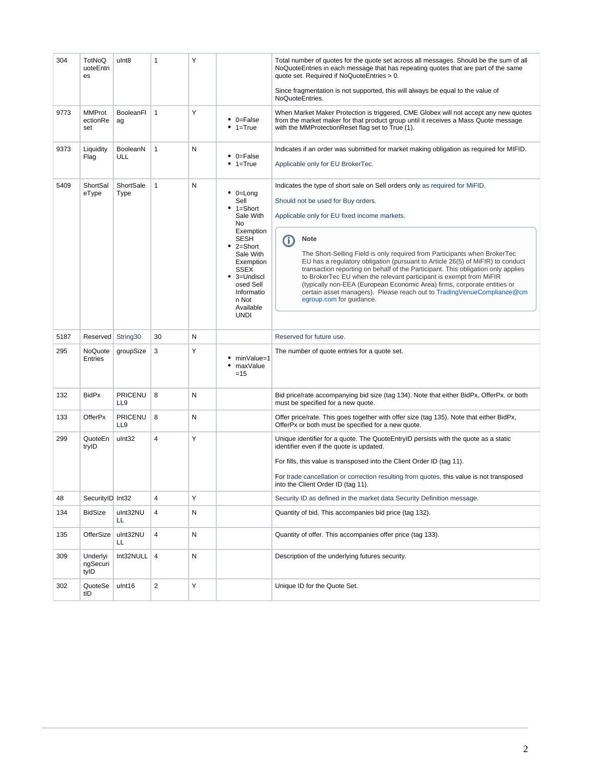| | | | | | | |
|---|---|---|---|---|---|---|
| 304 | TotNoQuoteEntries | uInt8 | 1 | Y | | Total number of quotes for the quote set across all messages. Should be the sum of all NoQuoteEntries in each message that has repeating quotes that are part of the same quote set. Required if NoQuoteEntries > 0.<br><br>Since fragmentation is not supported, this will always be equal to the value of NoQuoteEntries. |
| 9773 | MMProtectionReset | BooleanFlag | 1 | Y | • 0=False<br>• 1=True | When Market Maker Protection is triggered, CME Globex will not accept any new quotes from the market maker for that product group until it receives a Mass Quote message with the MMProtectionReset flag set to True (1). |
| 9373 | LiquidityFlag | BooleanNULL | 1 | N | • 0=False<br>• 1=True | Indicates if an order was submitted for market making obligation as required for MIFID.<br><br>Applicable only for EU BrokerTec. |
| 5409 | ShortSaleType | ShortSaleType | 1 | N | • 0=Long Sell<br>• 1=Short Sale With No Exemption SESH<br>• 2=Short Sale With Exemption SSEX<br>• 3=Undisclosed Sell Information Not Available UNDI | Indicates the type of short sale on Sell orders only as required for MiFID.<br><br>Should not be used for Buy orders.<br><br>Applicable only for EU fixed income markets.<br><br>**Note**<br><br>The Short-Selling Field is only required from Participants when BrokerTec EU has a regulatory obligation (pursuant to Article 26(5) of MiFIR) to conduct transaction reporting on behalf of the Participant. This obligation only applies to BrokerTec EU when the relevant participant is exempt from MiFIR (typically non-EEA (European Economic Area) firms, corporate entities or certain asset managers). Please reach out to TradingVenueCompliance@cmegroup.com for guidance. |
| 5187 | Reserved | String30 | 30 | N | | Reserved for future use. |
| 295 | NoQuoteEntries | groupSize | 3 | Y | • minValue=1<br>• maxValue=15 | The number of quote entries for a quote set. |
| 132 | BidPx | PRICENULL9 | 8 | N | | Bid price/rate accompanying bid size (tag 134). Note that either BidPx, OfferPx. or both must be specified for a new quote. |
| 133 | OfferPx | PRICENULL9 | 8 | N | | Offer price/rate. This goes together with offer size (tag 135). Note that either BidPx, OfferPx or both must be specified for a new quote. |
| 299 | QuoteEntryID | uInt32 | 4 | Y | | Unique identifier for a quote. The QuoteEntryID persists with the quote as a static identifier even if the quote is updated.<br><br>For fills, this value is transposed into the Client Order ID (tag 11).<br><br>For trade cancellation or correction resulting from quotes, this value is not transposed into the Client Order ID (tag 11). |
| 48 | SecurityID | Int32 | 4 | Y | | Security ID as defined in the market data Security Definition message. |
| 134 | BidSize | uInt32NULL | 4 | N | | Quantity of bid. This accompanies bid price (tag 132). |
| 135 | OfferSize | uInt32NULL | 4 | N | | Quantity of offer. This accompanies offer price (tag 133). |
| 309 | UnderlyingSecurityID | Int32NULL | 4 | N | | Description of the underlying futures security. |
| 302 | QuoteSetID | uInt16 | 2 | Y | | Unique ID for the Quote Set. |